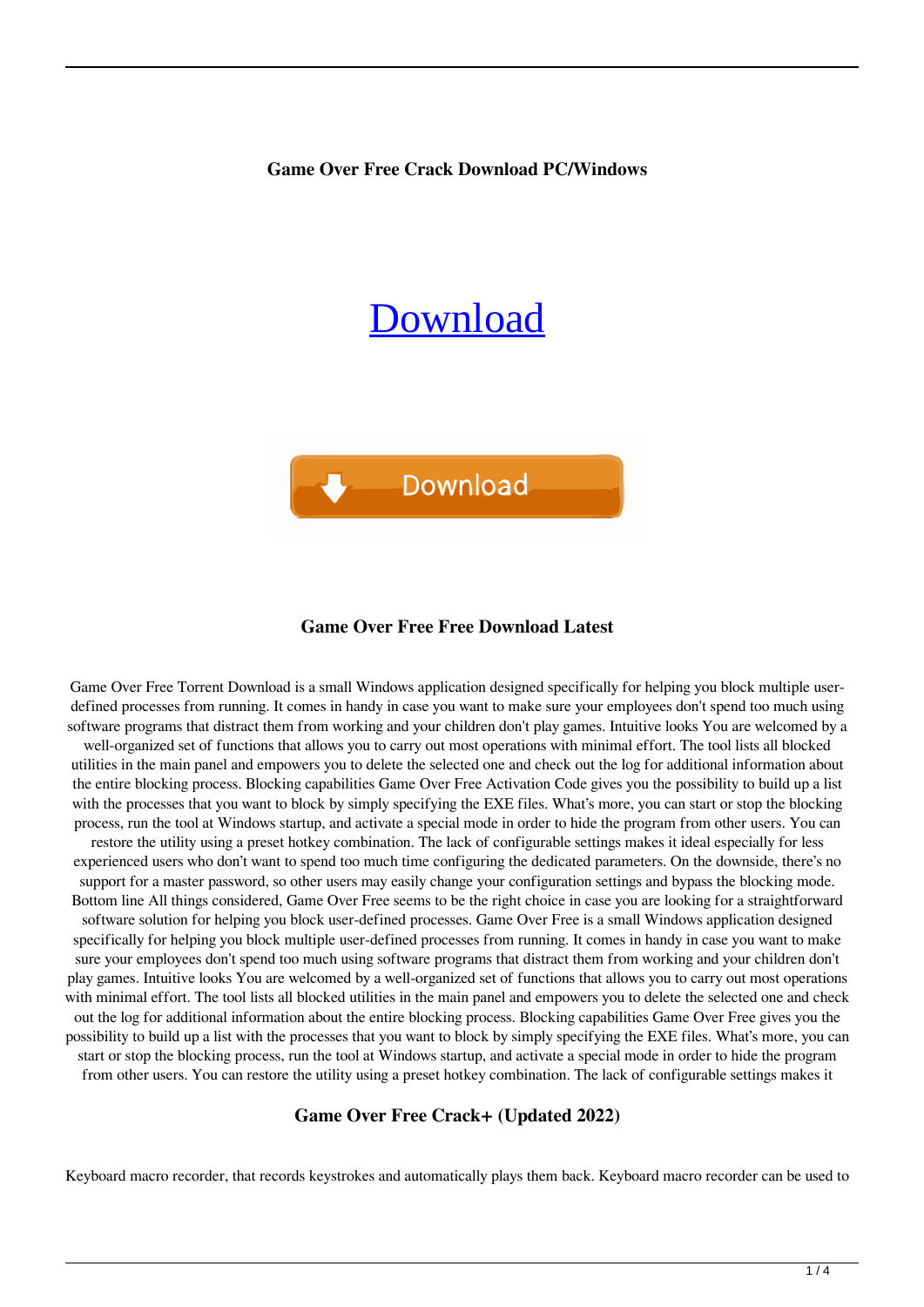### Game Over Free Crack Download PC/Windows

# [Download](#)

Download

### Game Over Free Free Download Latest

Game Over Free Torrent Download is a small Windows application designed specifically for helping you block multiple user-defined processes from running. It comes in handy in case you want to make sure your employees don't spend too much using software programs that distract them from working and your children don't play games. Intuitive looks You are welcomed by a well-organized set of functions that allows you to carry out most operations with minimal effort. The tool lists all blocked utilities in the main panel and empowers you to delete the selected one and check out the log for additional information about the entire blocking process. Blocking capabilities Game Over Free Activation Code gives you the possibility to build up a list with the processes that you want to block by simply specifying the EXE files. What's more, you can start or stop the blocking process, run the tool at Windows startup, and activate a special mode in order to hide the program from other users. You can restore the utility using a preset hotkey combination. The lack of configurable settings makes it ideal especially for less experienced users who don't want to spend too much time configuring the dedicated parameters. On the downside, there's no support for a master password, so other users may easily change your configuration settings and bypass the blocking mode. Bottom line All things considered, Game Over Free seems to be the right choice in case you are looking for a straightforward software solution for helping you block user-defined processes. Game Over Free is a small Windows application designed specifically for helping you block multiple user-defined processes from running. It comes in handy in case you want to make sure your employees don't spend too much using software programs that distract them from working and your children don't play games. Intuitive looks You are welcomed by a well-organized set of functions that allows you to carry out most operations with minimal effort. The tool lists all blocked utilities in the main panel and empowers you to delete the selected one and check out the log for additional information about the entire blocking process. Blocking capabilities Game Over Free gives you the possibility to build up a list with the processes that you want to block by simply specifying the EXE files. What's more, you can start or stop the blocking process, run the tool at Windows startup, and activate a special mode in order to hide the program from other users. You can restore the utility using a preset hotkey combination. The lack of configurable settings makes it

### Game Over Free Crack+ (Updated 2022)

Keyboard macro recorder, that records keystrokes and automatically plays them back. Keyboard macro recorder can be used to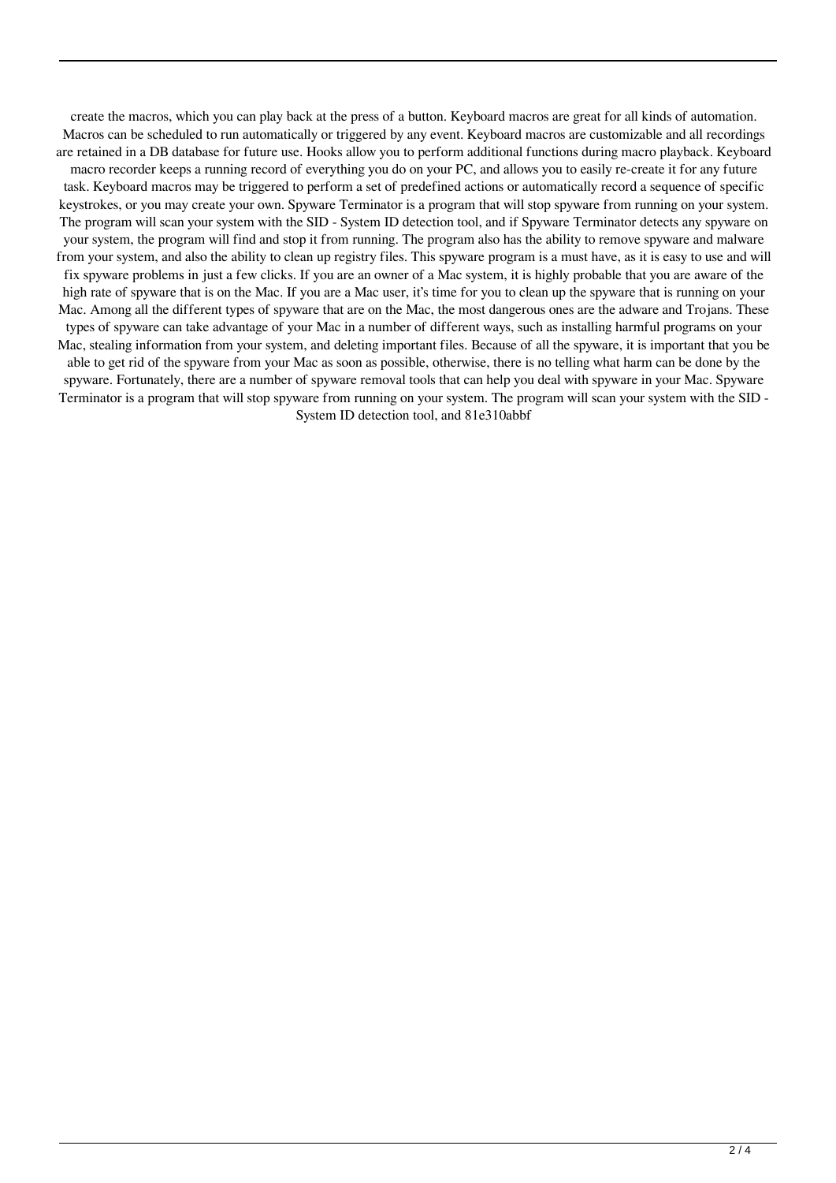create the macros, which you can play back at the press of a button. Keyboard macros are great for all kinds of automation. Macros can be scheduled to run automatically or triggered by any event. Keyboard macros are customizable and all recordings are retained in a DB database for future use. Hooks allow you to perform additional functions during macro playback. Keyboard macro recorder keeps a running record of everything you do on your PC, and allows you to easily re-create it for any future task. Keyboard macros may be triggered to perform a set of predefined actions or automatically record a sequence of specific keystrokes, or you may create your own. Spyware Terminator is a program that will stop spyware from running on your system. The program will scan your system with the SID - System ID detection tool, and if Spyware Terminator detects any spyware on your system, the program will find and stop it from running. The program also has the ability to remove spyware and malware from your system, and also the ability to clean up registry files. This spyware program is a must have, as it is easy to use and will fix spyware problems in just a few clicks. If you are an owner of a Mac system, it is highly probable that you are aware of the high rate of spyware that is on the Mac. If you are a Mac user, it's time for you to clean up the spyware that is running on your Mac. Among all the different types of spyware that are on the Mac, the most dangerous ones are the adware and Trojans. These types of spyware can take advantage of your Mac in a number of different ways, such as installing harmful programs on your Mac, stealing information from your system, and deleting important files. Because of all the spyware, it is important that you be able to get rid of the spyware from your Mac as soon as possible, otherwise, there is no telling what harm can be done by the spyware. Fortunately, there are a number of spyware removal tools that can help you deal with spyware in your Mac. Spyware Terminator is a program that will stop spyware from running on your system. The program will scan your system with the SID - System ID detection tool, and 81e310abbf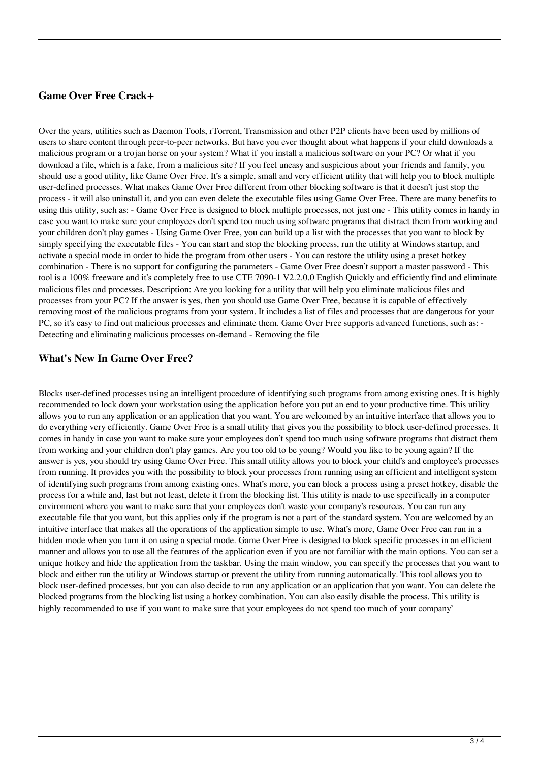### Game Over Free Crack+

Over the years, utilities such as Daemon Tools, rTorrent, Transmission and other P2P clients have been used by millions of users to share content through peer-to-peer networks. But have you ever thought about what happens if your child downloads a malicious program or a trojan horse on your system? What if you install a malicious software on your PC? Or what if you download a file, which is a fake, from a malicious site? If you feel uneasy and suspicious about your friends and family, you should use a good utility, like Game Over Free. It's a simple, small and very efficient utility that will help you to block multiple user-defined processes. What makes Game Over Free different from other blocking software is that it doesn't just stop the process - it will also uninstall it, and you can even delete the executable files using Game Over Free. There are many benefits to using this utility, such as: - Game Over Free is designed to block multiple processes, not just one - This utility comes in handy in case you want to make sure your employees don't spend too much using software programs that distract them from working and your children don't play games - Using Game Over Free, you can build up a list with the processes that you want to block by simply specifying the executable files - You can start and stop the blocking process, run the utility at Windows startup, and activate a special mode in order to hide the program from other users - You can restore the utility using a preset hotkey combination - There is no support for configuring the parameters - Game Over Free doesn't support a master password - This tool is a 100% freeware and it's completely free to use CTE 7090-1 V2.2.0.0 English Quickly and efficiently find and eliminate malicious files and processes. Description: Are you looking for a utility that will help you eliminate malicious files and processes from your PC? If the answer is yes, then you should use Game Over Free, because it is capable of effectively removing most of the malicious programs from your system. It includes a list of files and processes that are dangerous for your PC, so it's easy to find out malicious processes and eliminate them. Game Over Free supports advanced functions, such as: - Detecting and eliminating malicious processes on-demand - Removing the file

### What's New In Game Over Free?

Blocks user-defined processes using an intelligent procedure of identifying such programs from among existing ones. It is highly recommended to lock down your workstation using the application before you put an end to your productive time. This utility allows you to run any application or an application that you want. You are welcomed by an intuitive interface that allows you to do everything very efficiently. Game Over Free is a small utility that gives you the possibility to block user-defined processes. It comes in handy in case you want to make sure your employees don't spend too much using software programs that distract them from working and your children don't play games. Are you too old to be young? Would you like to be young again? If the answer is yes, you should try using Game Over Free. This small utility allows you to block your child's and employee's processes from running. It provides you with the possibility to block your processes from running using an efficient and intelligent system of identifying such programs from among existing ones. What's more, you can block a process using a preset hotkey, disable the process for a while and, last but not least, delete it from the blocking list. This utility is made to use specifically in a computer environment where you want to make sure that your employees don't waste your company's resources. You can run any executable file that you want, but this applies only if the program is not a part of the standard system. You are welcomed by an intuitive interface that makes all the operations of the application simple to use. What's more, Game Over Free can run in a hidden mode when you turn it on using a special mode. Game Over Free is designed to block specific processes in an efficient manner and allows you to use all the features of the application even if you are not familiar with the main options. You can set a unique hotkey and hide the application from the taskbar. Using the main window, you can specify the processes that you want to block and either run the utility at Windows startup or prevent the utility from running automatically. This tool allows you to block user-defined processes, but you can also decide to run any application or an application that you want. You can delete the blocked programs from the blocking list using a hotkey combination. You can also easily disable the process. This utility is highly recommended to use if you want to make sure that your employees do not spend too much of your company'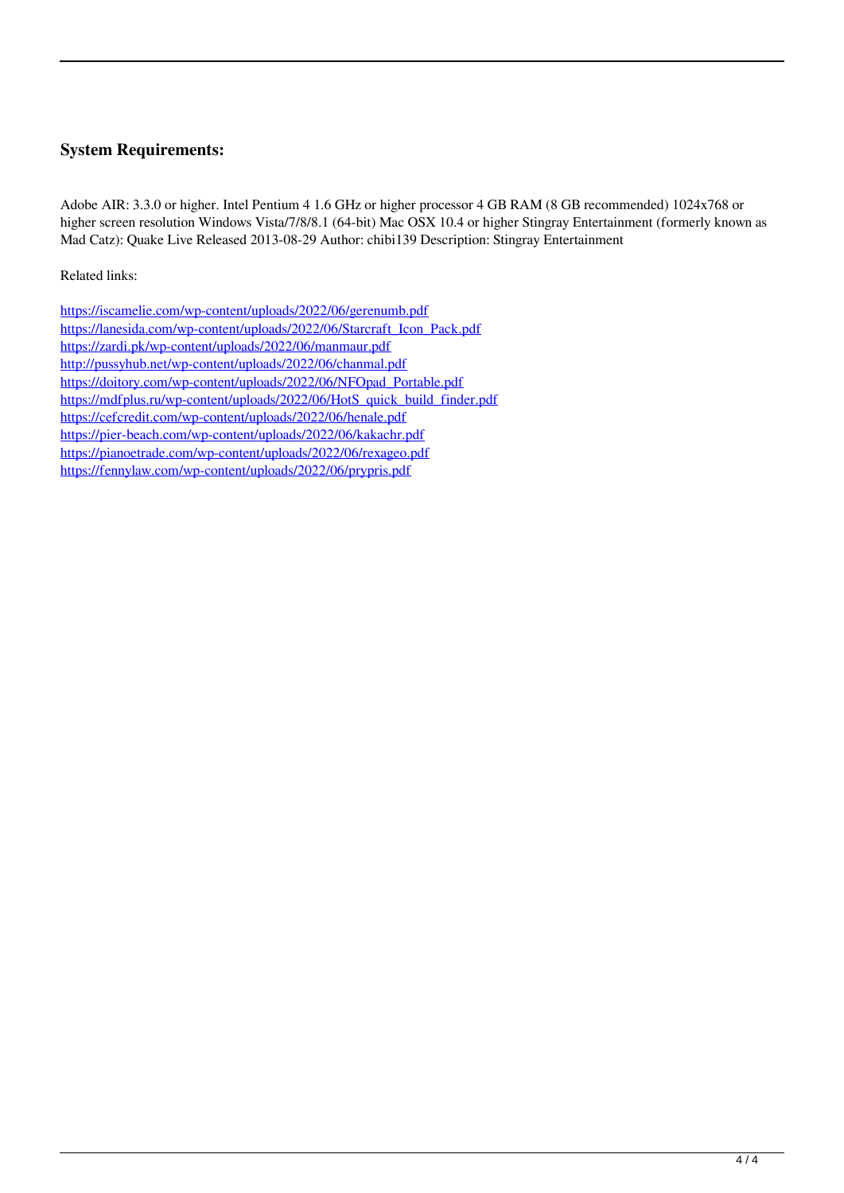### System Requirements:

Adobe AIR: 3.3.0 or higher. Intel Pentium 4 1.6 GHz or higher processor 4 GB RAM (8 GB recommended) 1024x768 or higher screen resolution Windows Vista/7/8/8.1 (64-bit) Mac OSX 10.4 or higher Stingray Entertainment (formerly known as Mad Catz): Quake Live Released 2013-08-29 Author: chibi139 Description: Stingray Entertainment

Related links:

https://iscamelie.com/wp-content/uploads/2022/06/gerenumb.pdf
https://lanesida.com/wp-content/uploads/2022/06/Starcraft_Icon_Pack.pdf
https://zardi.pk/wp-content/uploads/2022/06/manmaur.pdf
http://pussyhub.net/wp-content/uploads/2022/06/chanmal.pdf
https://doitory.com/wp-content/uploads/2022/06/NFOpad_Portable.pdf
https://mdfplus.ru/wp-content/uploads/2022/06/HotS_quick_build_finder.pdf
https://cefcredit.com/wp-content/uploads/2022/06/henale.pdf
https://pier-beach.com/wp-content/uploads/2022/06/kakachr.pdf
https://pianoetrade.com/wp-content/uploads/2022/06/rexageo.pdf
https://fennylaw.com/wp-content/uploads/2022/06/prypris.pdf